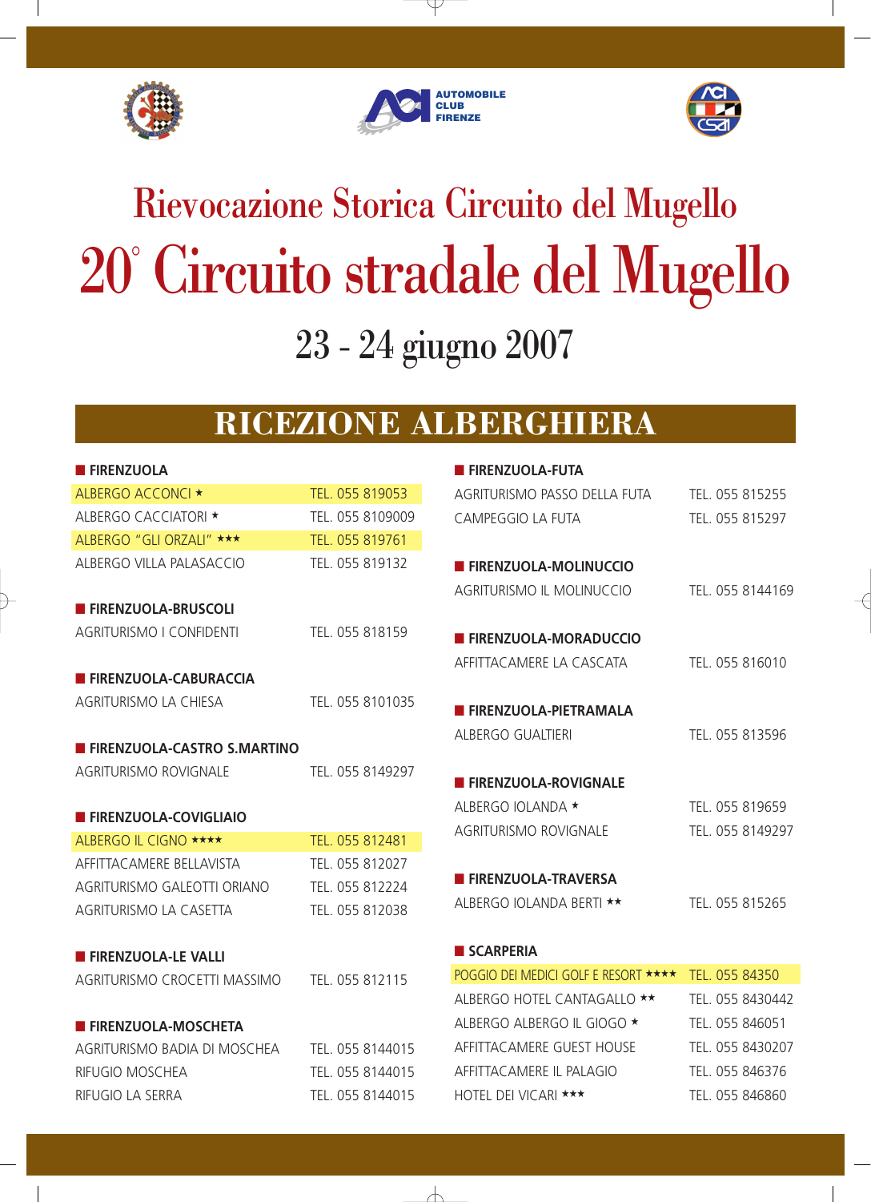AUTOMOBILE CLUB FIRENZE

# Rievocazione Storica Circuito del Mugello

# 20° Circuito stradale del Mugello

## 23 - 24 giugno 2007

## RICEZIONE ALBERGHIERA

### FIRENZUOLA

| | |
|---|---|
| ALBERGO ACCONCI ★ | TEL. 055 819053 |
| ALBERGO CACCIATORI ★ | TEL. 055 8109009 |
| ALBERGO "GLI ORZALI" ★★★ | TEL. 055 819761 |
| ALBERGO VILLA PALASACCIO | TEL. 055 819132 |

### FIRENZUOLA-BRUSCOLI

| | |
|---|---|
| AGRITURISMO I CONFIDENTI | TEL. 055 818159 |

### FIRENZUOLA-CABURACCIA

| | |
|---|---|
| AGRITURISMO LA CHIESA | TEL. 055 8101035 |

### FIRENZUOLA-CASTRO S.MARTINO

| | |
|---|---|
| AGRITURISMO ROVIGNALE | TEL. 055 8149297 |

### FIRENZUOLA-COVIGLIAIO

| | |
|---|---|
| ALBERGO IL CIGNO ★★★★ | TEL. 055 812481 |
| AFFITTACAMERE BELLAVISTA | TEL. 055 812027 |
| AGRITURISMO GALEOTTI ORIANO | TEL. 055 812224 |
| AGRITURISMO LA CASETTA | TEL. 055 812038 |

### FIRENZUOLA-LE VALLI

| | |
|---|---|
| AGRITURISMO CROCETTI MASSIMO | TEL. 055 812115 |

### FIRENZUOLA-MOSCHETA

| | |
|---|---|
| AGRITURISMO BADIA DI MOSCHEA | TEL. 055 8144015 |
| RIFUGIO MOSCHEA | TEL. 055 8144015 |
| RIFUGIO LA SERRA | TEL. 055 8144015 |

### FIRENZUOLA-FUTA

| | |
|---|---|
| AGRITURISMO PASSO DELLA FUTA | TEL. 055 815255 |
| CAMPEGGIO LA FUTA | TEL. 055 815297 |

### FIRENZUOLA-MOLINUCCIO

| | |
|---|---|
| AGRITURISMO IL MOLINUCCIO | TEL. 055 8144169 |

### FIRENZUOLA-MORADUCCIO

| | |
|---|---|
| AFFITTACAMERE LA CASCATA | TEL. 055 816010 |

### FIRENZUOLA-PIETRAMALA

| | |
|---|---|
| ALBERGO GUALTIERI | TEL. 055 813596 |

### FIRENZUOLA-ROVIGNALE

| | |
|---|---|
| ALBERGO IOLANDA ★ | TEL. 055 819659 |
| AGRITURISMO ROVIGNALE | TEL. 055 8149297 |

### FIRENZUOLA-TRAVERSA

| | |
|---|---|
| ALBERGO IOLANDA BERTI ★★ | TEL. 055 815265 |

### SCARPERIA

| | |
|---|---|
| POGGIO DEI MEDICI GOLF E RESORT ★★★★ | TEL. 055 84350 |
| ALBERGO HOTEL CANTAGALLO ★★ | TEL. 055 8430442 |
| ALBERGO ALBERGO IL GIOGO ★ | TEL. 055 846051 |
| AFFITTACAMERE GUEST HOUSE | TEL. 055 8430207 |
| AFFITTACAMERE IL PALAGIO | TEL. 055 846376 |
| HOTEL DEI VICARI ★★★ | TEL. 055 846860 |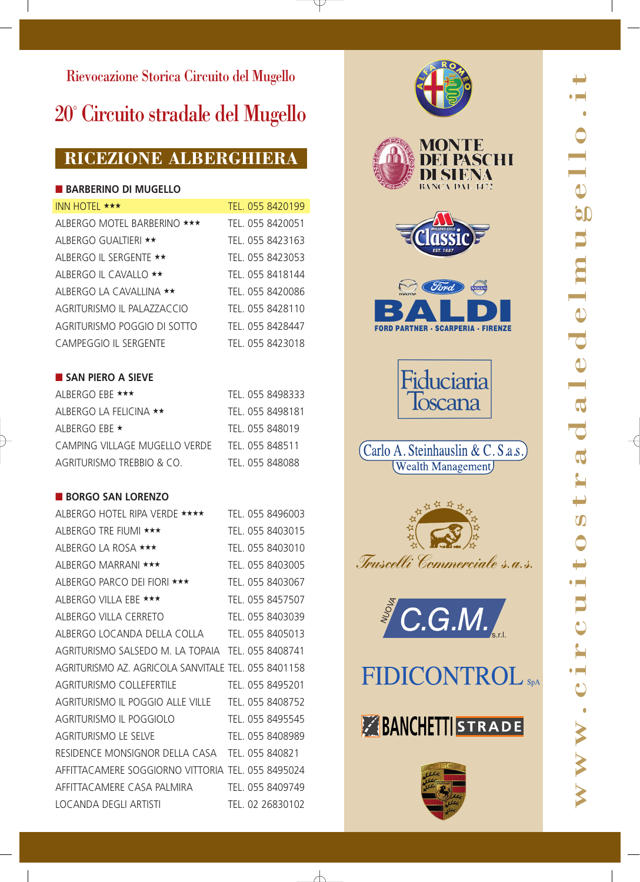Rievocazione Storica Circuito del Mugello

# 20° Circuito stradale del Mugello

## RICEZIONE ALBERGHIERA

### BARBERINO DI MUGELLO

| | |
|---|---|
| INN HOTEL ★★★ | TEL. 055 8420199 |
| ALBERGO MOTEL BARBERINO ★★★ | TEL. 055 8420051 |
| ALBERGO GUALTIERI ★★ | TEL. 055 8423163 |
| ALBERGO IL SERGENTE ★★ | TEL. 055 8423053 |
| ALBERGO IL CAVALLO ★★ | TEL. 055 8418144 |
| ALBERGO LA CAVALLINA ★★ | TEL. 055 8420086 |
| AGRITURISMO IL PALAZZACCIO | TEL. 055 8428110 |
| AGRITURISMO POGGIO DI SOTTO | TEL. 055 8428447 |
| CAMPEGGIO IL SERGENTE | TEL. 055 8423018 |

### SAN PIERO A SIEVE

| | |
|---|---|
| ALBERGO EBE ★★★ | TEL. 055 8498333 |
| ALBERGO LA FELICINA ★★ | TEL. 055 8498181 |
| ALBERGO EBE ★ | TEL. 055 848019 |
| CAMPING VILLAGE MUGELLO VERDE | TEL. 055 848511 |
| AGRITURISMO TREBBIO & CO. | TEL. 055 848088 |

### BORGO SAN LORENZO

| | |
|---|---|
| ALBERGO HOTEL RIPA VERDE ★★★★ | TEL. 055 8496003 |
| ALBERGO TRE FIUMI ★★★ | TEL. 055 8403015 |
| ALBERGO LA ROSA ★★★ | TEL. 055 8403010 |
| ALBERGO MARRANI ★★★ | TEL. 055 8403005 |
| ALBERGO PARCO DEI FIORI ★★★ | TEL. 055 8403067 |
| ALBERGO VILLA EBE ★★★ | TEL. 055 8457507 |
| ALBERGO VILLA CERRETO | TEL. 055 8403039 |
| ALBERGO LOCANDA DELLA COLLA | TEL. 055 8405013 |
| AGRITURISMO SALSEDO M. LA TOPAIA | TEL. 055 8408741 |
| AGRITURISMO AZ. AGRICOLA SANVITALE | TEL. 055 8401158 |
| AGRITURISMO COLLEFERTILE | TEL. 055 8495201 |
| AGRITURISMO IL POGGIO ALLE VILLE | TEL. 055 8408752 |
| AGRITURISMO IL POGGIOLO | TEL. 055 8495545 |
| AGRITURISMO LE SELVE | TEL. 055 8408989 |
| RESIDENCE MONSIGNOR DELLA CASA | TEL. 055 840821 |
| AFFITTACAMERE SOGGIORNO VITTORIA | TEL. 055 8495024 |
| AFFITTACAMERE CASA PALMIRA | TEL. 055 8409749 |
| LOCANDA DEGLI ARTISTI | TEL. 02 26830102 |

MONTE DEI PASCHI DI SIENA – BANCA DAL 1472

Millers Oils Classic – EST. 1887

BALDI – FORD PARTNER · SCARPERIA · FIRENZE

Fiduciaria Toscana

Carlo A. Steinhauslin & C. S.a.s. – Wealth Management

Truscelli Commerciale s.a.s.

NUOVA C.G.M. s.r.l.

FIDICONTROL SpA

BANCHETTI STRADE

www.circuitostradaledelmugello.it